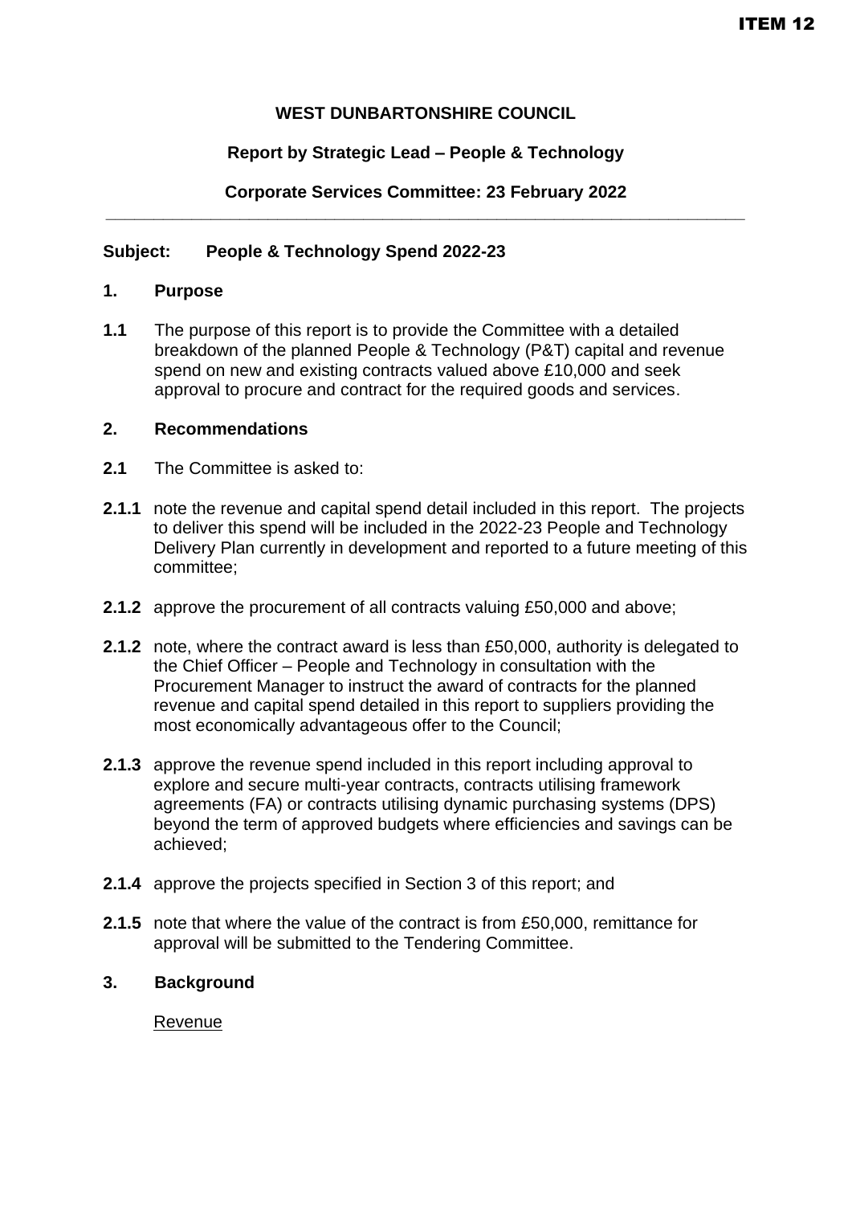ITEM 12

**WEST DUNBARTONSHIRE COUNCIL**

**Report by Strategic Lead – People & Technology**

**Corporate Services Committee: 23 February 2022**

---

**Subject: People & Technology Spend 2022-23**

## 1. Purpose

**1.1** The purpose of this report is to provide the Committee with a detailed breakdown of the planned People & Technology (P&T) capital and revenue spend on new and existing contracts valued above £10,000 and seek approval to procure and contract for the required goods and services.

## 2. Recommendations

**2.1** The Committee is asked to:

**2.1.1** note the revenue and capital spend detail included in this report. The projects to deliver this spend will be included in the 2022-23 People and Technology Delivery Plan currently in development and reported to a future meeting of this committee;

**2.1.2** approve the procurement of all contracts valuing £50,000 and above;

**2.1.2** note, where the contract award is less than £50,000, authority is delegated to the Chief Officer – People and Technology in consultation with the Procurement Manager to instruct the award of contracts for the planned revenue and capital spend detailed in this report to suppliers providing the most economically advantageous offer to the Council;

**2.1.3** approve the revenue spend included in this report including approval to explore and secure multi-year contracts, contracts utilising framework agreements (FA) or contracts utilising dynamic purchasing systems (DPS) beyond the term of approved budgets where efficiencies and savings can be achieved;

**2.1.4** approve the projects specified in Section 3 of this report; and

**2.1.5** note that where the value of the contract is from £50,000, remittance for approval will be submitted to the Tendering Committee.

## 3. Background

Revenue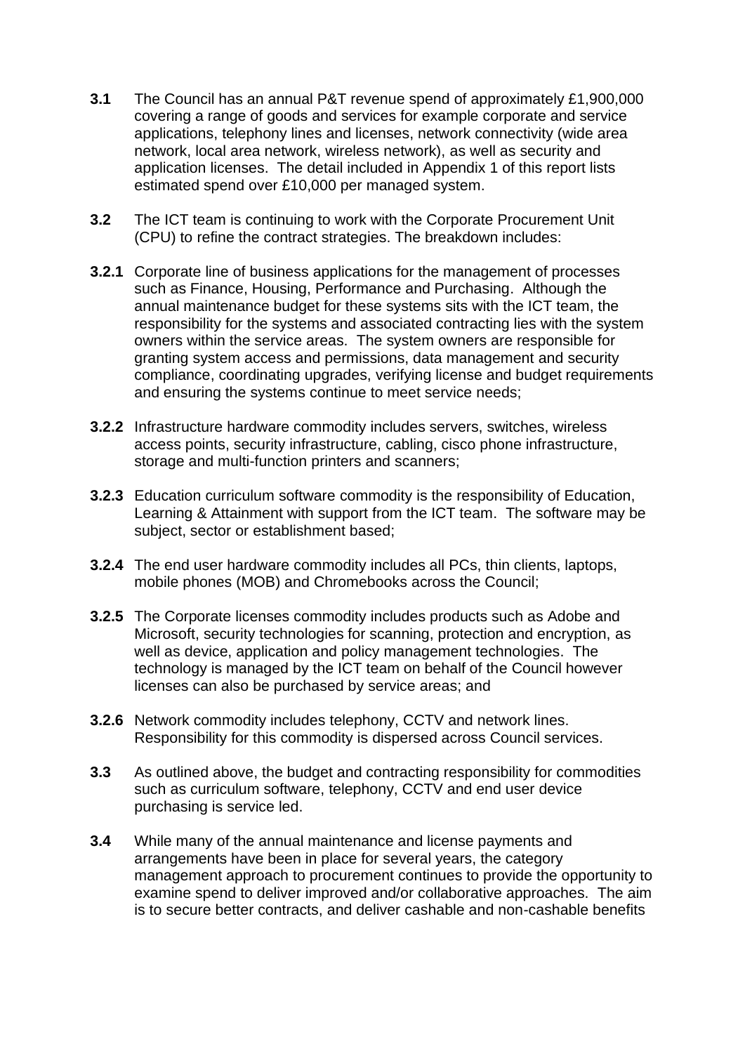**3.1** The Council has an annual P&T revenue spend of approximately £1,900,000 covering a range of goods and services for example corporate and service applications, telephony lines and licenses, network connectivity (wide area network, local area network, wireless network), as well as security and application licenses. The detail included in Appendix 1 of this report lists estimated spend over £10,000 per managed system.

**3.2** The ICT team is continuing to work with the Corporate Procurement Unit (CPU) to refine the contract strategies. The breakdown includes:

**3.2.1** Corporate line of business applications for the management of processes such as Finance, Housing, Performance and Purchasing. Although the annual maintenance budget for these systems sits with the ICT team, the responsibility for the systems and associated contracting lies with the system owners within the service areas. The system owners are responsible for granting system access and permissions, data management and security compliance, coordinating upgrades, verifying license and budget requirements and ensuring the systems continue to meet service needs;

**3.2.2** Infrastructure hardware commodity includes servers, switches, wireless access points, security infrastructure, cabling, cisco phone infrastructure, storage and multi-function printers and scanners;

**3.2.3** Education curriculum software commodity is the responsibility of Education, Learning & Attainment with support from the ICT team. The software may be subject, sector or establishment based;

**3.2.4** The end user hardware commodity includes all PCs, thin clients, laptops, mobile phones (MOB) and Chromebooks across the Council;

**3.2.5** The Corporate licenses commodity includes products such as Adobe and Microsoft, security technologies for scanning, protection and encryption, as well as device, application and policy management technologies. The technology is managed by the ICT team on behalf of the Council however licenses can also be purchased by service areas; and

**3.2.6** Network commodity includes telephony, CCTV and network lines. Responsibility for this commodity is dispersed across Council services.

**3.3** As outlined above, the budget and contracting responsibility for commodities such as curriculum software, telephony, CCTV and end user device purchasing is service led.

**3.4** While many of the annual maintenance and license payments and arrangements have been in place for several years, the category management approach to procurement continues to provide the opportunity to examine spend to deliver improved and/or collaborative approaches. The aim is to secure better contracts, and deliver cashable and non-cashable benefits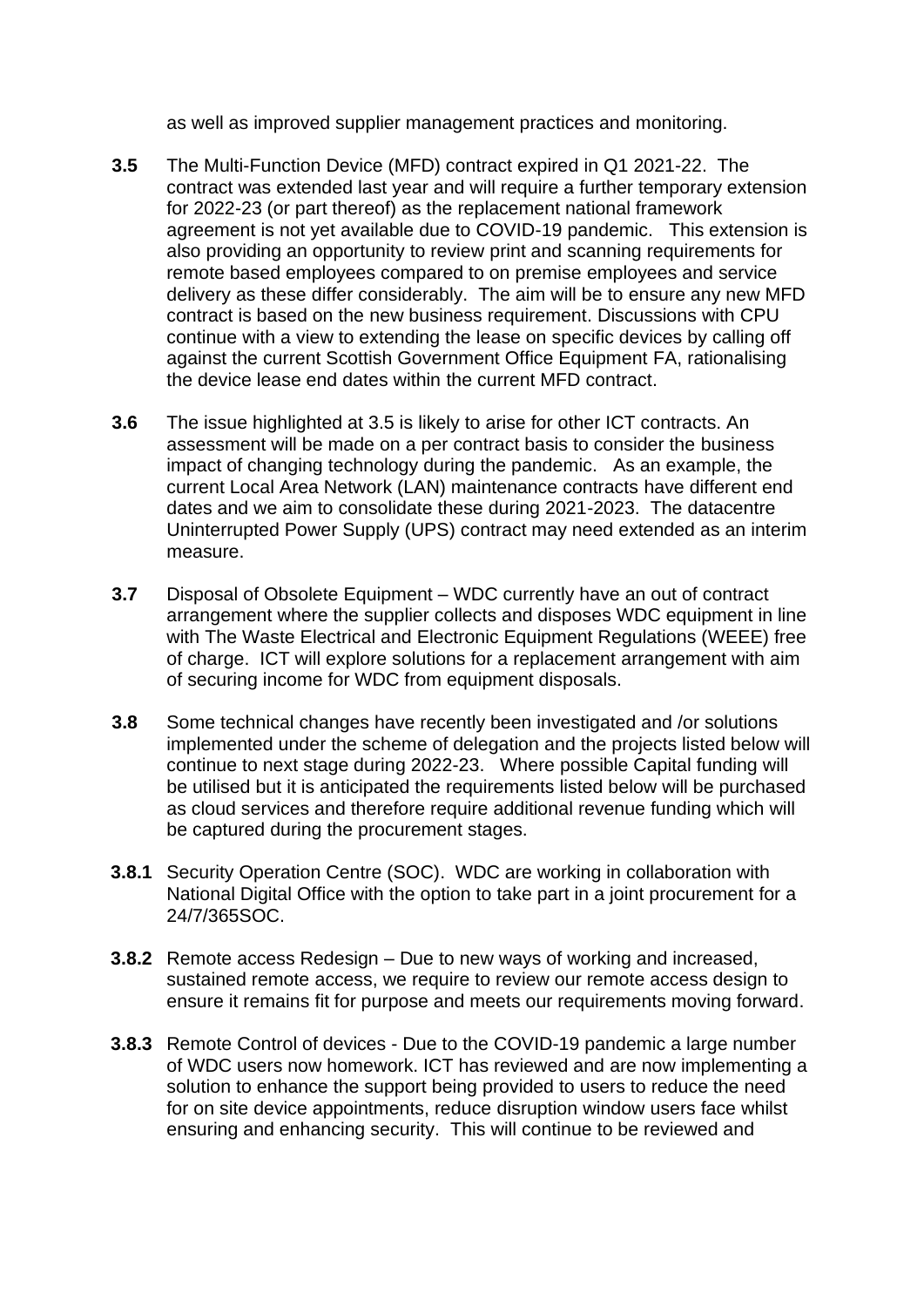as well as improved supplier management practices and monitoring.

**3.5** The Multi-Function Device (MFD) contract expired in Q1 2021-22. The contract was extended last year and will require a further temporary extension for 2022-23 (or part thereof) as the replacement national framework agreement is not yet available due to COVID-19 pandemic. This extension is also providing an opportunity to review print and scanning requirements for remote based employees compared to on premise employees and service delivery as these differ considerably. The aim will be to ensure any new MFD contract is based on the new business requirement. Discussions with CPU continue with a view to extending the lease on specific devices by calling off against the current Scottish Government Office Equipment FA, rationalising the device lease end dates within the current MFD contract.

**3.6** The issue highlighted at 3.5 is likely to arise for other ICT contracts. An assessment will be made on a per contract basis to consider the business impact of changing technology during the pandemic. As an example, the current Local Area Network (LAN) maintenance contracts have different end dates and we aim to consolidate these during 2021-2023. The datacentre Uninterrupted Power Supply (UPS) contract may need extended as an interim measure.

**3.7** Disposal of Obsolete Equipment – WDC currently have an out of contract arrangement where the supplier collects and disposes WDC equipment in line with The Waste Electrical and Electronic Equipment Regulations (WEEE) free of charge. ICT will explore solutions for a replacement arrangement with aim of securing income for WDC from equipment disposals.

**3.8** Some technical changes have recently been investigated and /or solutions implemented under the scheme of delegation and the projects listed below will continue to next stage during 2022-23. Where possible Capital funding will be utilised but it is anticipated the requirements listed below will be purchased as cloud services and therefore require additional revenue funding which will be captured during the procurement stages.

**3.8.1** Security Operation Centre (SOC). WDC are working in collaboration with National Digital Office with the option to take part in a joint procurement for a 24/7/365SOC.

**3.8.2** Remote access Redesign – Due to new ways of working and increased, sustained remote access, we require to review our remote access design to ensure it remains fit for purpose and meets our requirements moving forward.

**3.8.3** Remote Control of devices - Due to the COVID-19 pandemic a large number of WDC users now homework. ICT has reviewed and are now implementing a solution to enhance the support being provided to users to reduce the need for on site device appointments, reduce disruption window users face whilst ensuring and enhancing security. This will continue to be reviewed and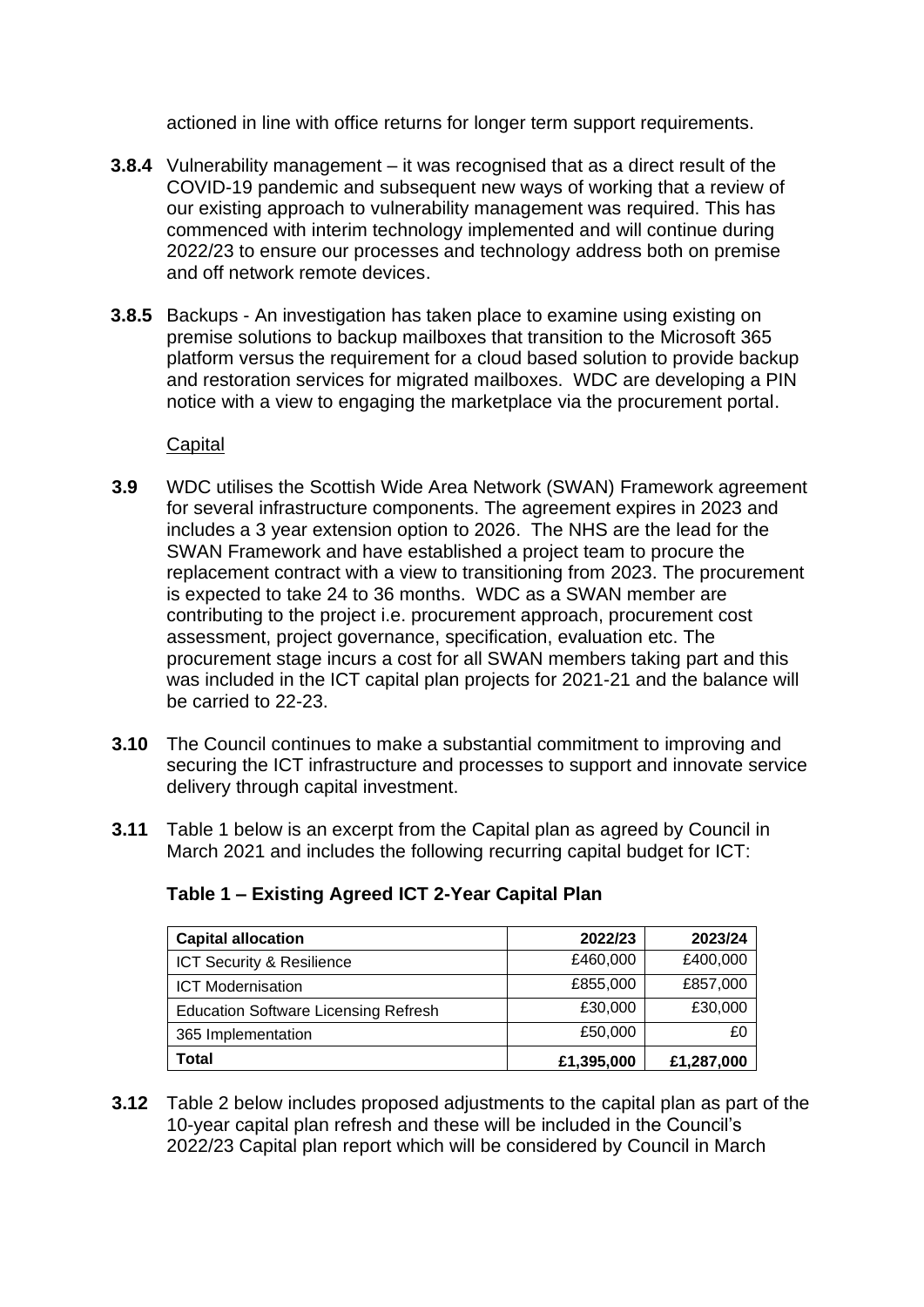actioned in line with office returns for longer term support requirements.

**3.8.4** Vulnerability management – it was recognised that as a direct result of the COVID-19 pandemic and subsequent new ways of working that a review of our existing approach to vulnerability management was required. This has commenced with interim technology implemented and will continue during 2022/23 to ensure our processes and technology address both on premise and off network remote devices.

**3.8.5** Backups - An investigation has taken place to examine using existing on premise solutions to backup mailboxes that transition to the Microsoft 365 platform versus the requirement for a cloud based solution to provide backup and restoration services for migrated mailboxes. WDC are developing a PIN notice with a view to engaging the marketplace via the procurement portal.

Capital

**3.9** WDC utilises the Scottish Wide Area Network (SWAN) Framework agreement for several infrastructure components. The agreement expires in 2023 and includes a 3 year extension option to 2026. The NHS are the lead for the SWAN Framework and have established a project team to procure the replacement contract with a view to transitioning from 2023. The procurement is expected to take 24 to 36 months. WDC as a SWAN member are contributing to the project i.e. procurement approach, procurement cost assessment, project governance, specification, evaluation etc. The procurement stage incurs a cost for all SWAN members taking part and this was included in the ICT capital plan projects for 2021-21 and the balance will be carried to 22-23.

**3.10** The Council continues to make a substantial commitment to improving and securing the ICT infrastructure and processes to support and innovate service delivery through capital investment.

**3.11** Table 1 below is an excerpt from the Capital plan as agreed by Council in March 2021 and includes the following recurring capital budget for ICT:

**Table 1 – Existing Agreed ICT 2-Year Capital Plan**

| **Capital allocation** | **2022/23** | **2023/24** |
|---|---|---|
| ICT Security & Resilience | £460,000 | £400,000 |
| ICT Modernisation | £855,000 | £857,000 |
| Education Software Licensing Refresh | £30,000 | £30,000 |
| 365 Implementation | £50,000 | £0 |
| **Total** | **£1,395,000** | **£1,287,000** |

**3.12** Table 2 below includes proposed adjustments to the capital plan as part of the 10-year capital plan refresh and these will be included in the Council's 2022/23 Capital plan report which will be considered by Council in March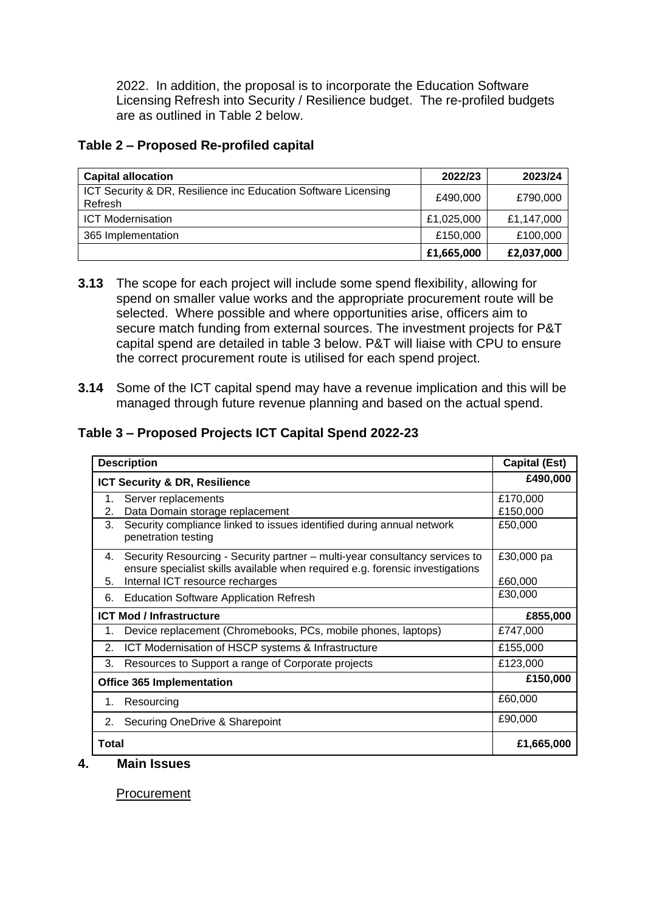2022. In addition, the proposal is to incorporate the Education Software Licensing Refresh into Security / Resilience budget. The re-profiled budgets are as outlined in Table 2 below.

**Table 2 – Proposed Re-profiled capital**

| Capital allocation | 2022/23 | 2023/24 |
|---|---|---|
| ICT Security & DR, Resilience inc Education Software Licensing Refresh | £490,000 | £790,000 |
| ICT Modernisation | £1,025,000 | £1,147,000 |
| 365 Implementation | £150,000 | £100,000 |
| | **£1,665,000** | **£2,037,000** |

**3.13** The scope for each project will include some spend flexibility, allowing for spend on smaller value works and the appropriate procurement route will be selected. Where possible and where opportunities arise, officers aim to secure match funding from external sources. The investment projects for P&T capital spend are detailed in table 3 below. P&T will liaise with CPU to ensure the correct procurement route is utilised for each spend project.

**3.14** Some of the ICT capital spend may have a revenue implication and this will be managed through future revenue planning and based on the actual spend.

**Table 3 – Proposed Projects ICT Capital Spend 2022-23**

| Description | Capital (Est) |
|---|---|
| **ICT Security & DR, Resilience** | **£490,000** |
| 1. Server replacements<br>2. Data Domain storage replacement | £170,000<br>£150,000 |
| 3. Security compliance linked to issues identified during annual network penetration testing | £50,000 |
| 4. Security Resourcing - Security partner – multi-year consultancy services to ensure specialist skills available when required e.g. forensic investigations<br>5. Internal ICT resource recharges | £30,000 pa<br><br>£60,000 |
| 6. Education Software Application Refresh | £30,000 |
| **ICT Mod / Infrastructure** | **£855,000** |
| 1. Device replacement (Chromebooks, PCs, mobile phones, laptops) | £747,000 |
| 2. ICT Modernisation of HSCP systems & Infrastructure | £155,000 |
| 3. Resources to Support a range of Corporate projects | £123,000 |
| **Office 365 Implementation** | **£150,000** |
| 1. Resourcing | £60,000 |
| 2. Securing OneDrive & Sharepoint | £90,000 |
| **Total** | **£1,665,000** |

## 4. Main Issues

Procurement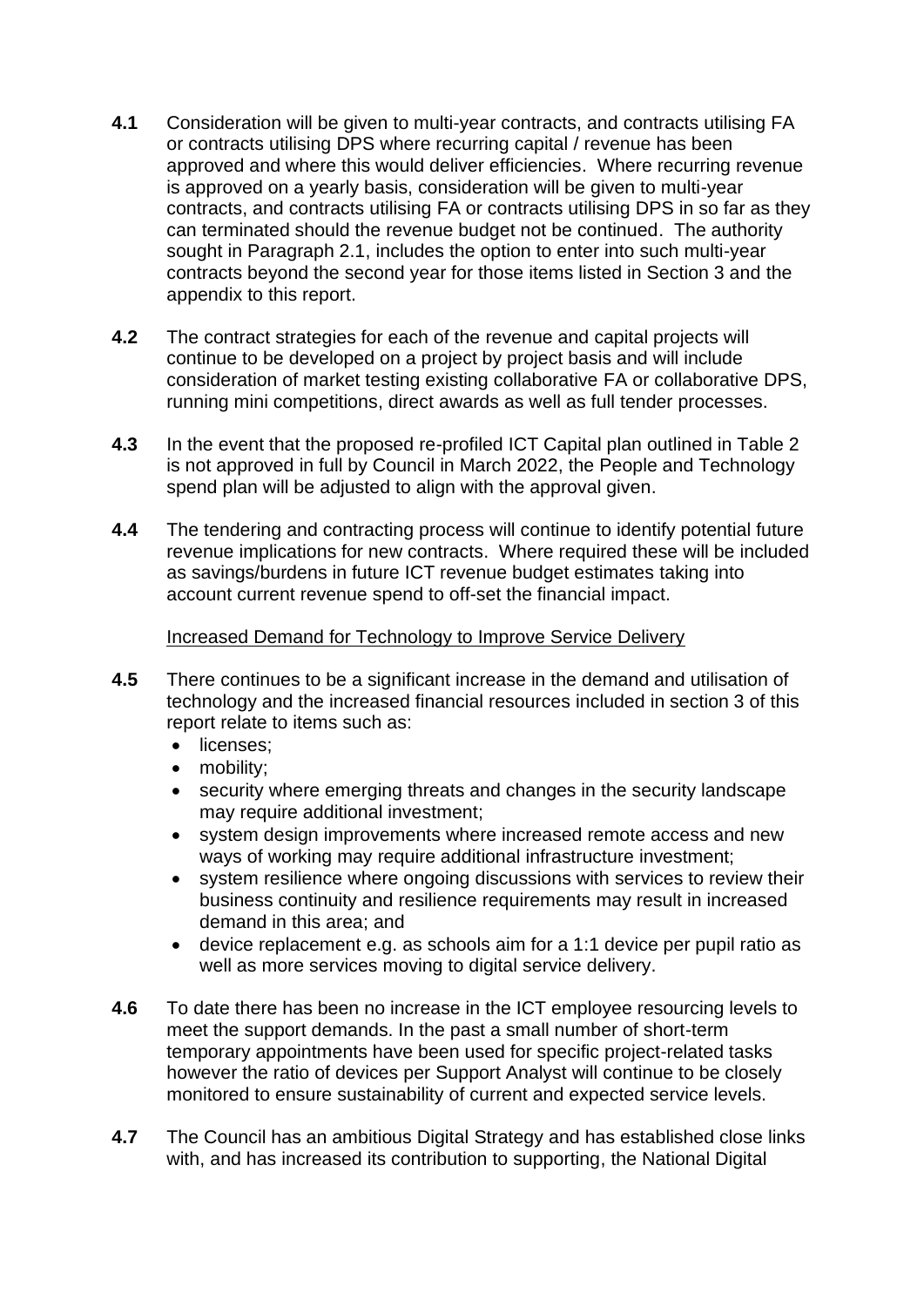**4.1** Consideration will be given to multi-year contracts, and contracts utilising FA or contracts utilising DPS where recurring capital / revenue has been approved and where this would deliver efficiencies. Where recurring revenue is approved on a yearly basis, consideration will be given to multi-year contracts, and contracts utilising FA or contracts utilising DPS in so far as they can terminated should the revenue budget not be continued. The authority sought in Paragraph 2.1, includes the option to enter into such multi-year contracts beyond the second year for those items listed in Section 3 and the appendix to this report.

**4.2** The contract strategies for each of the revenue and capital projects will continue to be developed on a project by project basis and will include consideration of market testing existing collaborative FA or collaborative DPS, running mini competitions, direct awards as well as full tender processes.

**4.3** In the event that the proposed re-profiled ICT Capital plan outlined in Table 2 is not approved in full by Council in March 2022, the People and Technology spend plan will be adjusted to align with the approval given.

**4.4** The tendering and contracting process will continue to identify potential future revenue implications for new contracts. Where required these will be included as savings/burdens in future ICT revenue budget estimates taking into account current revenue spend to off-set the financial impact.

<u>Increased Demand for Technology to Improve Service Delivery</u>

**4.5** There continues to be a significant increase in the demand and utilisation of technology and the increased financial resources included in section 3 of this report relate to items such as:

- licenses;
- mobility;
- security where emerging threats and changes in the security landscape may require additional investment;
- system design improvements where increased remote access and new ways of working may require additional infrastructure investment;
- system resilience where ongoing discussions with services to review their business continuity and resilience requirements may result in increased demand in this area; and
- device replacement e.g. as schools aim for a 1:1 device per pupil ratio as well as more services moving to digital service delivery.

**4.6** To date there has been no increase in the ICT employee resourcing levels to meet the support demands. In the past a small number of short-term temporary appointments have been used for specific project-related tasks however the ratio of devices per Support Analyst will continue to be closely monitored to ensure sustainability of current and expected service levels.

**4.7** The Council has an ambitious Digital Strategy and has established close links with, and has increased its contribution to supporting, the National Digital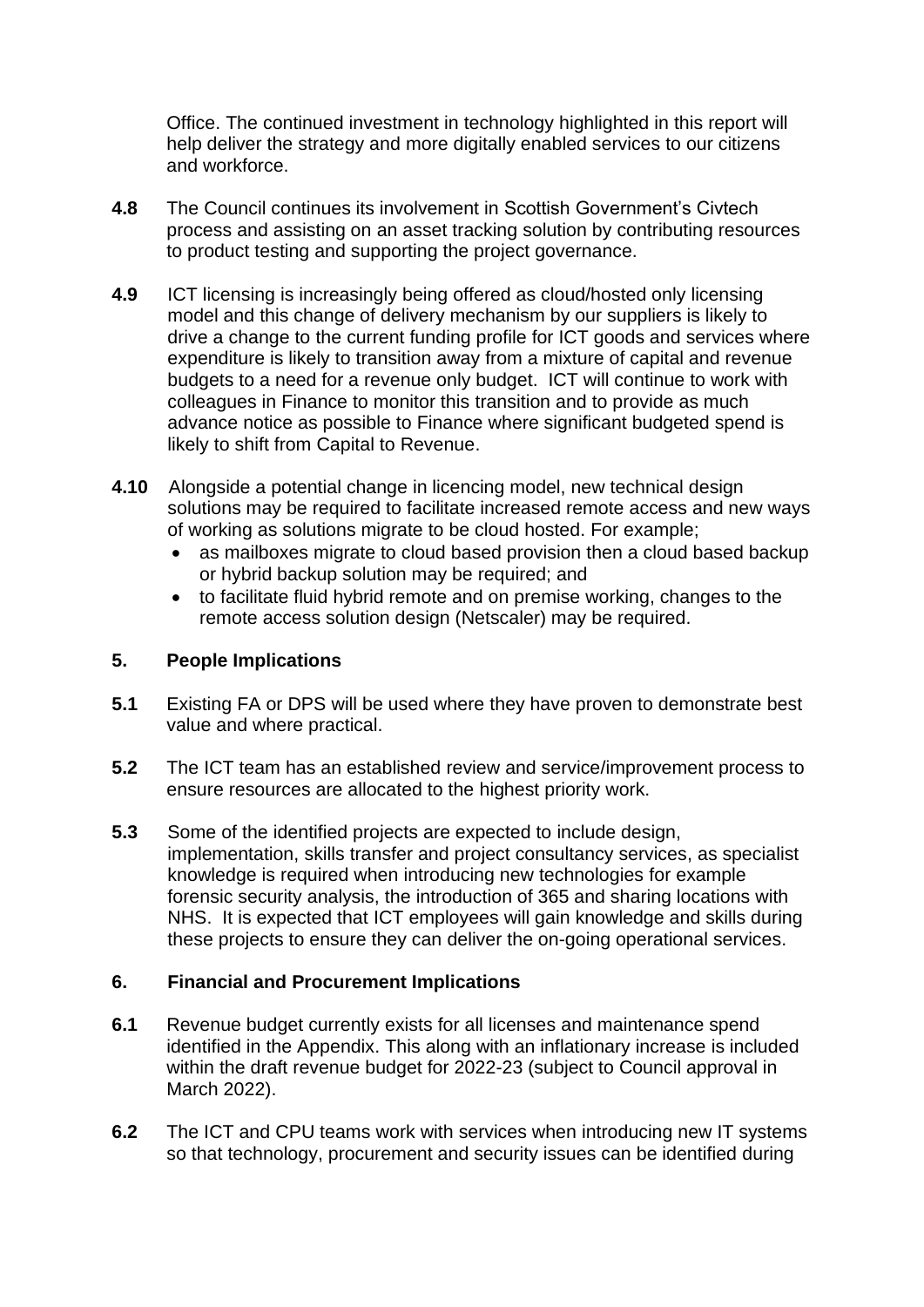Office. The continued investment in technology highlighted in this report will help deliver the strategy and more digitally enabled services to our citizens and workforce.

**4.8** The Council continues its involvement in Scottish Government's Civtech process and assisting on an asset tracking solution by contributing resources to product testing and supporting the project governance.

**4.9** ICT licensing is increasingly being offered as cloud/hosted only licensing model and this change of delivery mechanism by our suppliers is likely to drive a change to the current funding profile for ICT goods and services where expenditure is likely to transition away from a mixture of capital and revenue budgets to a need for a revenue only budget. ICT will continue to work with colleagues in Finance to monitor this transition and to provide as much advance notice as possible to Finance where significant budgeted spend is likely to shift from Capital to Revenue.

**4.10** Alongside a potential change in licencing model, new technical design solutions may be required to facilitate increased remote access and new ways of working as solutions migrate to be cloud hosted. For example;

- as mailboxes migrate to cloud based provision then a cloud based backup or hybrid backup solution may be required; and
- to facilitate fluid hybrid remote and on premise working, changes to the remote access solution design (Netscaler) may be required.

## 5. People Implications

**5.1** Existing FA or DPS will be used where they have proven to demonstrate best value and where practical.

**5.2** The ICT team has an established review and service/improvement process to ensure resources are allocated to the highest priority work.

**5.3** Some of the identified projects are expected to include design, implementation, skills transfer and project consultancy services, as specialist knowledge is required when introducing new technologies for example forensic security analysis, the introduction of 365 and sharing locations with NHS. It is expected that ICT employees will gain knowledge and skills during these projects to ensure they can deliver the on-going operational services.

## 6. Financial and Procurement Implications

**6.1** Revenue budget currently exists for all licenses and maintenance spend identified in the Appendix. This along with an inflationary increase is included within the draft revenue budget for 2022-23 (subject to Council approval in March 2022).

**6.2** The ICT and CPU teams work with services when introducing new IT systems so that technology, procurement and security issues can be identified during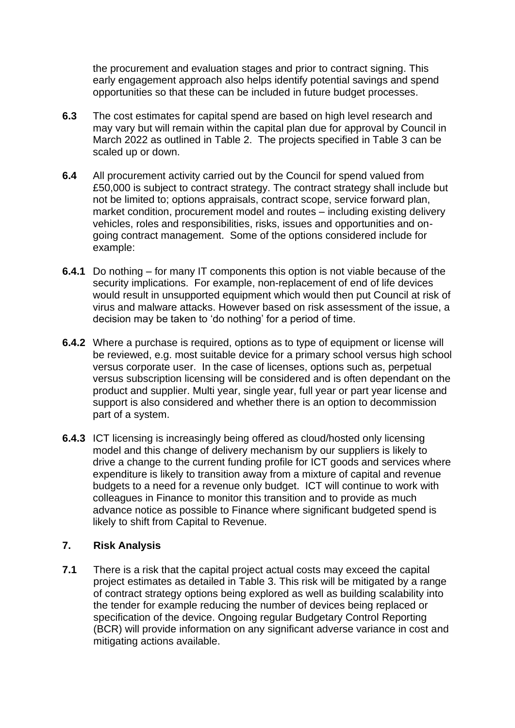the procurement and evaluation stages and prior to contract signing. This early engagement approach also helps identify potential savings and spend opportunities so that these can be included in future budget processes.

**6.3** The cost estimates for capital spend are based on high level research and may vary but will remain within the capital plan due for approval by Council in March 2022 as outlined in Table 2. The projects specified in Table 3 can be scaled up or down.

**6.4** All procurement activity carried out by the Council for spend valued from £50,000 is subject to contract strategy. The contract strategy shall include but not be limited to; options appraisals, contract scope, service forward plan, market condition, procurement model and routes – including existing delivery vehicles, roles and responsibilities, risks, issues and opportunities and on-going contract management. Some of the options considered include for example:

**6.4.1** Do nothing – for many IT components this option is not viable because of the security implications. For example, non-replacement of end of life devices would result in unsupported equipment which would then put Council at risk of virus and malware attacks. However based on risk assessment of the issue, a decision may be taken to 'do nothing' for a period of time.

**6.4.2** Where a purchase is required, options as to type of equipment or license will be reviewed, e.g. most suitable device for a primary school versus high school versus corporate user. In the case of licenses, options such as, perpetual versus subscription licensing will be considered and is often dependant on the product and supplier. Multi year, single year, full year or part year license and support is also considered and whether there is an option to decommission part of a system.

**6.4.3** ICT licensing is increasingly being offered as cloud/hosted only licensing model and this change of delivery mechanism by our suppliers is likely to drive a change to the current funding profile for ICT goods and services where expenditure is likely to transition away from a mixture of capital and revenue budgets to a need for a revenue only budget. ICT will continue to work with colleagues in Finance to monitor this transition and to provide as much advance notice as possible to Finance where significant budgeted spend is likely to shift from Capital to Revenue.

## 7. Risk Analysis

**7.1** There is a risk that the capital project actual costs may exceed the capital project estimates as detailed in Table 3. This risk will be mitigated by a range of contract strategy options being explored as well as building scalability into the tender for example reducing the number of devices being replaced or specification of the device. Ongoing regular Budgetary Control Reporting (BCR) will provide information on any significant adverse variance in cost and mitigating actions available.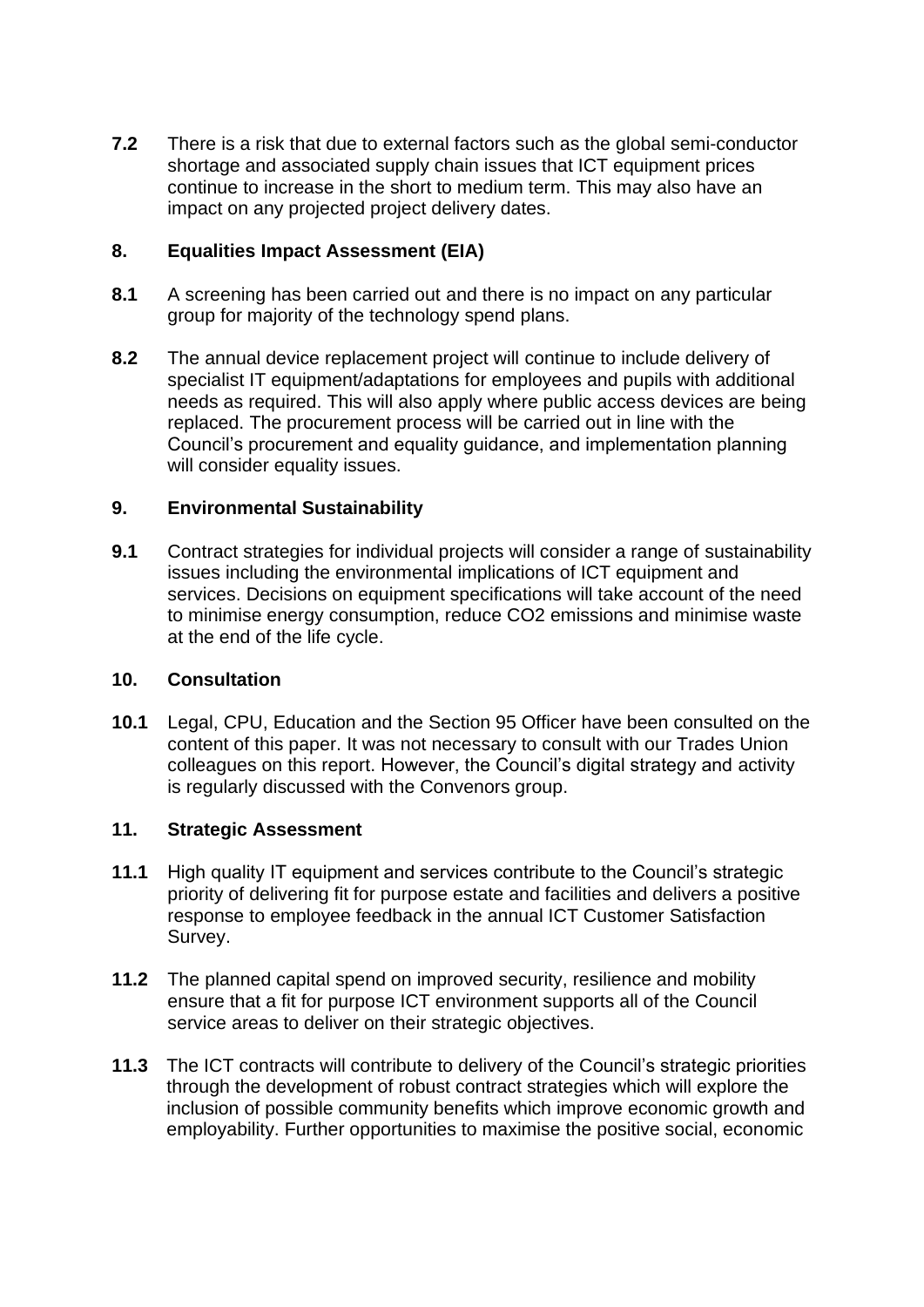**7.2** There is a risk that due to external factors such as the global semi-conductor shortage and associated supply chain issues that ICT equipment prices continue to increase in the short to medium term. This may also have an impact on any projected project delivery dates.

## 8. Equalities Impact Assessment (EIA)

**8.1** A screening has been carried out and there is no impact on any particular group for majority of the technology spend plans.

**8.2** The annual device replacement project will continue to include delivery of specialist IT equipment/adaptations for employees and pupils with additional needs as required. This will also apply where public access devices are being replaced. The procurement process will be carried out in line with the Council's procurement and equality guidance, and implementation planning will consider equality issues.

## 9. Environmental Sustainability

**9.1** Contract strategies for individual projects will consider a range of sustainability issues including the environmental implications of ICT equipment and services. Decisions on equipment specifications will take account of the need to minimise energy consumption, reduce $CO_2$ emissions and minimise waste at the end of the life cycle.

## 10. Consultation

**10.1** Legal, CPU, Education and the Section 95 Officer have been consulted on the content of this paper. It was not necessary to consult with our Trades Union colleagues on this report. However, the Council's digital strategy and activity is regularly discussed with the Convenors group.

## 11. Strategic Assessment

**11.1** High quality IT equipment and services contribute to the Council's strategic priority of delivering fit for purpose estate and facilities and delivers a positive response to employee feedback in the annual ICT Customer Satisfaction Survey.

**11.2** The planned capital spend on improved security, resilience and mobility ensure that a fit for purpose ICT environment supports all of the Council service areas to deliver on their strategic objectives.

**11.3** The ICT contracts will contribute to delivery of the Council's strategic priorities through the development of robust contract strategies which will explore the inclusion of possible community benefits which improve economic growth and employability. Further opportunities to maximise the positive social, economic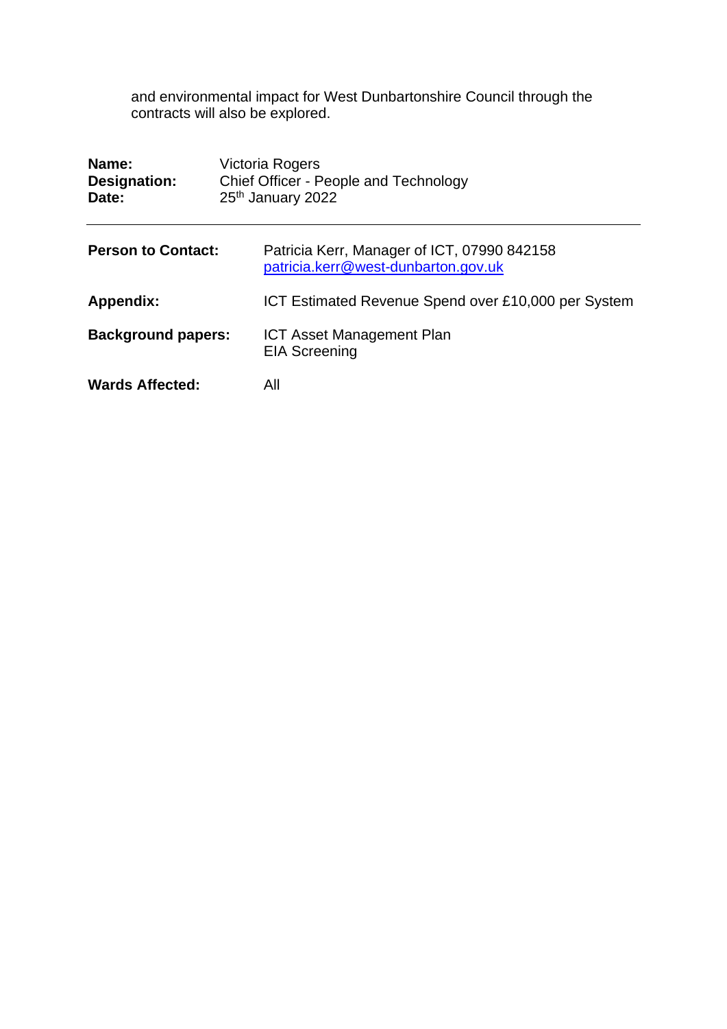and environmental impact for West Dunbartonshire Council through the contracts will also be explored.

| | |
|---|---|
| **Name:** | Victoria Rogers |
| **Designation:** | Chief Officer - People and Technology |
| **Date:** | 25th January 2022 |

---

| | |
|---|---|
| **Person to Contact:** | Patricia Kerr, Manager of ICT, 07990 842158 patricia.kerr@west-dunbarton.gov.uk |
| **Appendix:** | ICT Estimated Revenue Spend over £10,000 per System |
| **Background papers:** | ICT Asset Management Plan<br>EIA Screening |
| **Wards Affected:** | All |